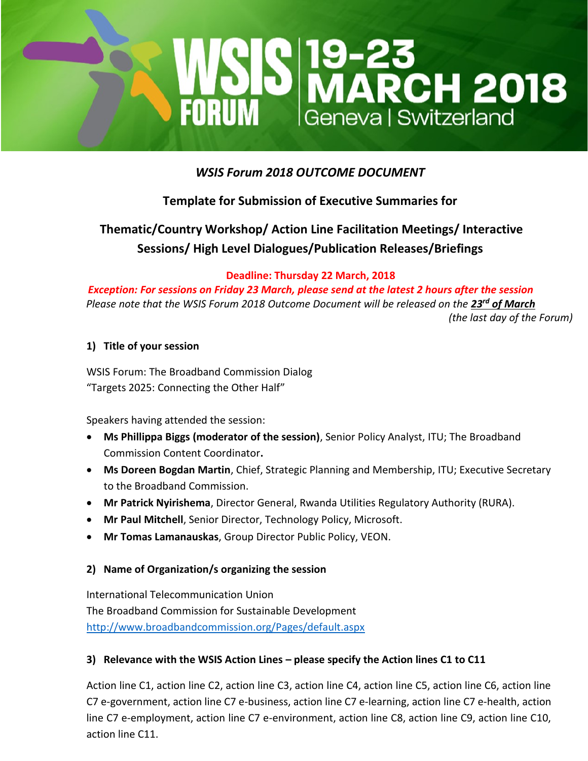WSIS FORUM 19-23 MARCH 2018 Geneva | Switzerland

# *WSIS Forum 2018 OUTCOME DOCUMENT*

## Template for Submission of Executive Summaries for

## Thematic/Country Workshop/ Action Line Facilitation Meetings/ Interactive Sessions/ High Level Dialogues/Publication Releases/Briefings

**Deadline: Thursday 22 March, 2018**

***Exception: For sessions on Friday 23 March, please send at the latest 2 hours after the session***

*Please note that the WSIS Forum 2018 Outcome Document will be released on the **23rd of March** (the last day of the Forum)*

### 1) Title of your session

WSIS Forum: The Broadband Commission Dialog
"Targets 2025: Connecting the Other Half"

Speakers having attended the session:

- **Ms Phillippa Biggs (moderator of the session)**, Senior Policy Analyst, ITU; The Broadband Commission Content Coordinator**.**
- **Ms Doreen Bogdan Martin**, Chief, Strategic Planning and Membership, ITU; Executive Secretary to the Broadband Commission.
- **Mr Patrick Nyirishema**, Director General, Rwanda Utilities Regulatory Authority (RURA).
- **Mr Paul Mitchell**, Senior Director, Technology Policy, Microsoft.
- **Mr Tomas Lamanauskas**, Group Director Public Policy, VEON.

### 2) Name of Organization/s organizing the session

International Telecommunication Union
The Broadband Commission for Sustainable Development
http://www.broadbandcommission.org/Pages/default.aspx

### 3) Relevance with the WSIS Action Lines – please specify the Action lines C1 to C11

Action line C1, action line C2, action line C3, action line C4, action line C5, action line C6, action line C7 e-government, action line C7 e-business, action line C7 e-learning, action line C7 e-health, action line C7 e-employment, action line C7 e-environment, action line C8, action line C9, action line C10, action line C11.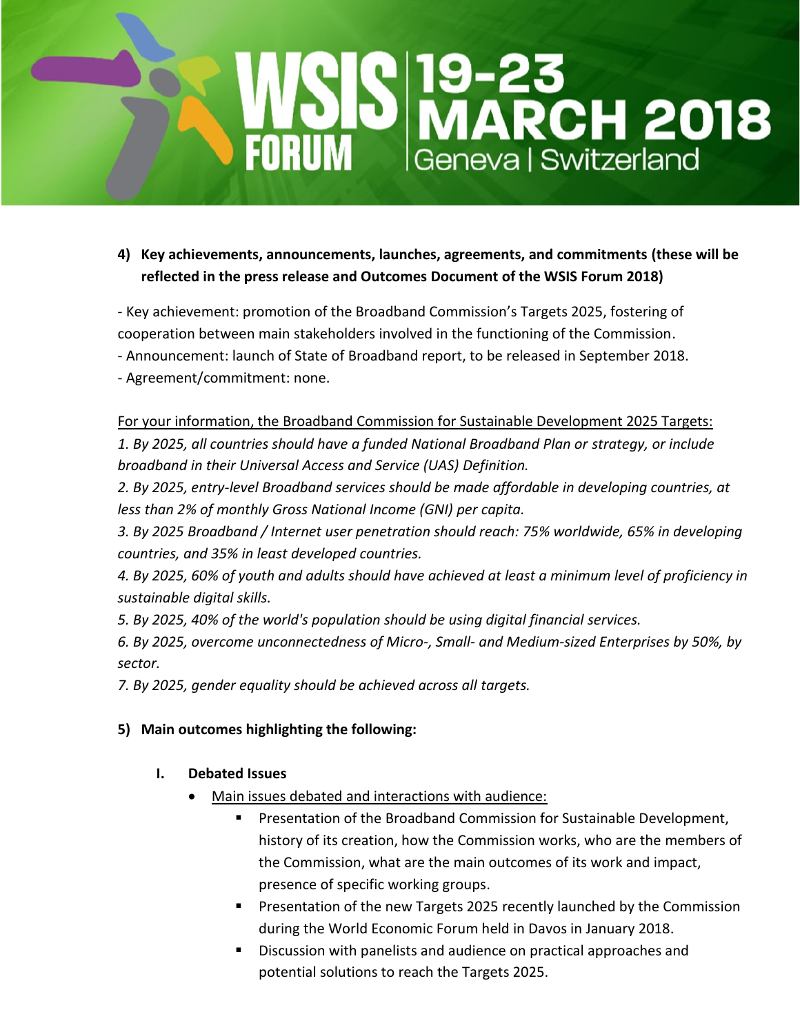**4) Key achievements, announcements, launches, agreements, and commitments (these will be reflected in the press release and Outcomes Document of the WSIS Forum 2018)**

- Key achievement: promotion of the Broadband Commission's Targets 2025, fostering of cooperation between main stakeholders involved in the functioning of the Commission.
- Announcement: launch of State of Broadband report, to be released in September 2018.
- Agreement/commitment: none.

For your information, the Broadband Commission for Sustainable Development 2025 Targets:

*1. By 2025, all countries should have a funded National Broadband Plan or strategy, or include broadband in their Universal Access and Service (UAS) Definition.*

*2. By 2025, entry-level Broadband services should be made affordable in developing countries, at less than 2% of monthly Gross National Income (GNI) per capita.*

*3. By 2025 Broadband / Internet user penetration should reach: 75% worldwide, 65% in developing countries, and 35% in least developed countries.*

*4. By 2025, 60% of youth and adults should have achieved at least a minimum level of proficiency in sustainable digital skills.*

*5. By 2025, 40% of the world's population should be using digital financial services.*

*6. By 2025, overcome unconnectedness of Micro-, Small- and Medium-sized Enterprises by 50%, by sector.*

*7. By 2025, gender equality should be achieved across all targets.*

**5) Main outcomes highlighting the following:**

**I. Debated Issues**

- Main issues debated and interactions with audience:
  - Presentation of the Broadband Commission for Sustainable Development, history of its creation, how the Commission works, who are the members of the Commission, what are the main outcomes of its work and impact, presence of specific working groups.
  - Presentation of the new Targets 2025 recently launched by the Commission during the World Economic Forum held in Davos in January 2018.
  - Discussion with panelists and audience on practical approaches and potential solutions to reach the Targets 2025.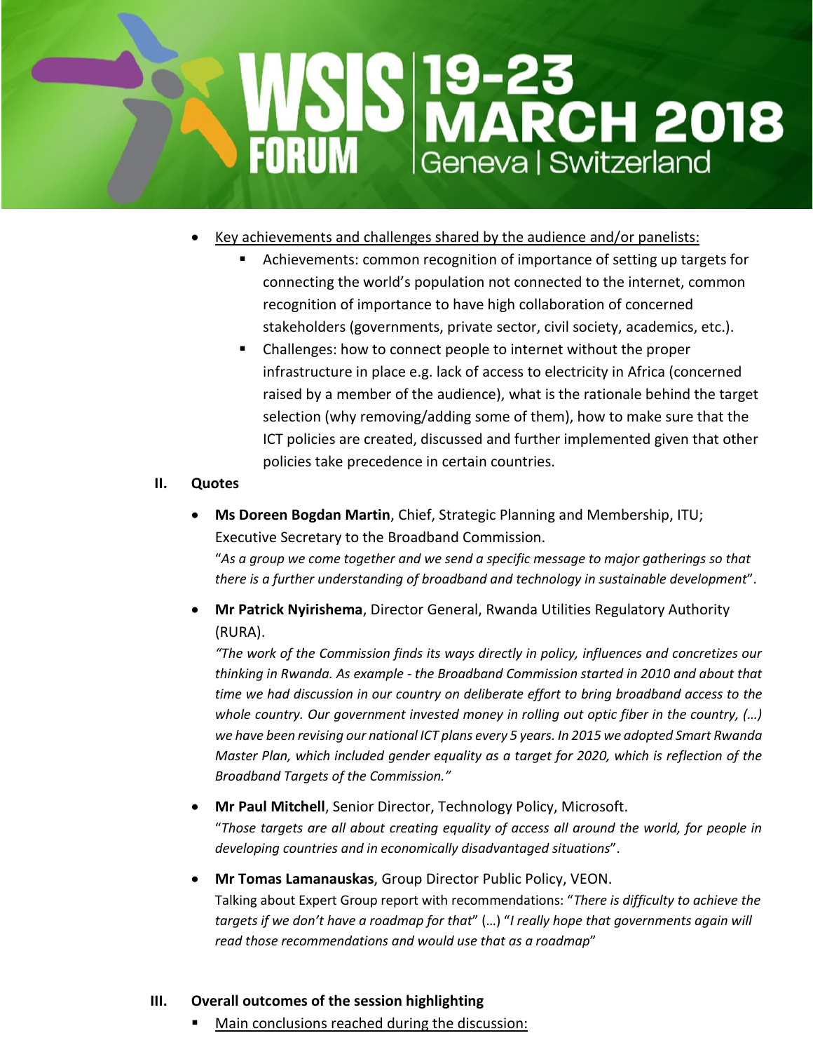- Key achievements and challenges shared by the audience and/or panelists:
  - Achievements: common recognition of importance of setting up targets for connecting the world's population not connected to the internet, common recognition of importance to have high collaboration of concerned stakeholders (governments, private sector, civil society, academics, etc.).
  - Challenges: how to connect people to internet without the proper infrastructure in place e.g. lack of access to electricity in Africa (concerned raised by a member of the audience), what is the rationale behind the target selection (why removing/adding some of them), how to make sure that the ICT policies are created, discussed and further implemented given that other policies take precedence in certain countries.

## II. Quotes

- **Ms Doreen Bogdan Martin**, Chief, Strategic Planning and Membership, ITU; Executive Secretary to the Broadband Commission.
  "*As a group we come together and we send a specific message to major gatherings so that there is a further understanding of broadband and technology in sustainable development*".

- **Mr Patrick Nyirishema**, Director General, Rwanda Utilities Regulatory Authority (RURA).
  *"The work of the Commission finds its ways directly in policy, influences and concretizes our thinking in Rwanda. As example - the Broadband Commission started in 2010 and about that time we had discussion in our country on deliberate effort to bring broadband access to the whole country. Our government invested money in rolling out optic fiber in the country, (…) we have been revising our national ICT plans every 5 years. In 2015 we adopted Smart Rwanda Master Plan, which included gender equality as a target for 2020, which is reflection of the Broadband Targets of the Commission."*

- **Mr Paul Mitchell**, Senior Director, Technology Policy, Microsoft.
  "*Those targets are all about creating equality of access all around the world, for people in developing countries and in economically disadvantaged situations*".

- **Mr Tomas Lamanauskas**, Group Director Public Policy, VEON.
  Talking about Expert Group report with recommendations: "*There is difficulty to achieve the targets if we don't have a roadmap for that*" (…) "*I really hope that governments again will read those recommendations and would use that as a roadmap*"

## III. Overall outcomes of the session highlighting

- Main conclusions reached during the discussion: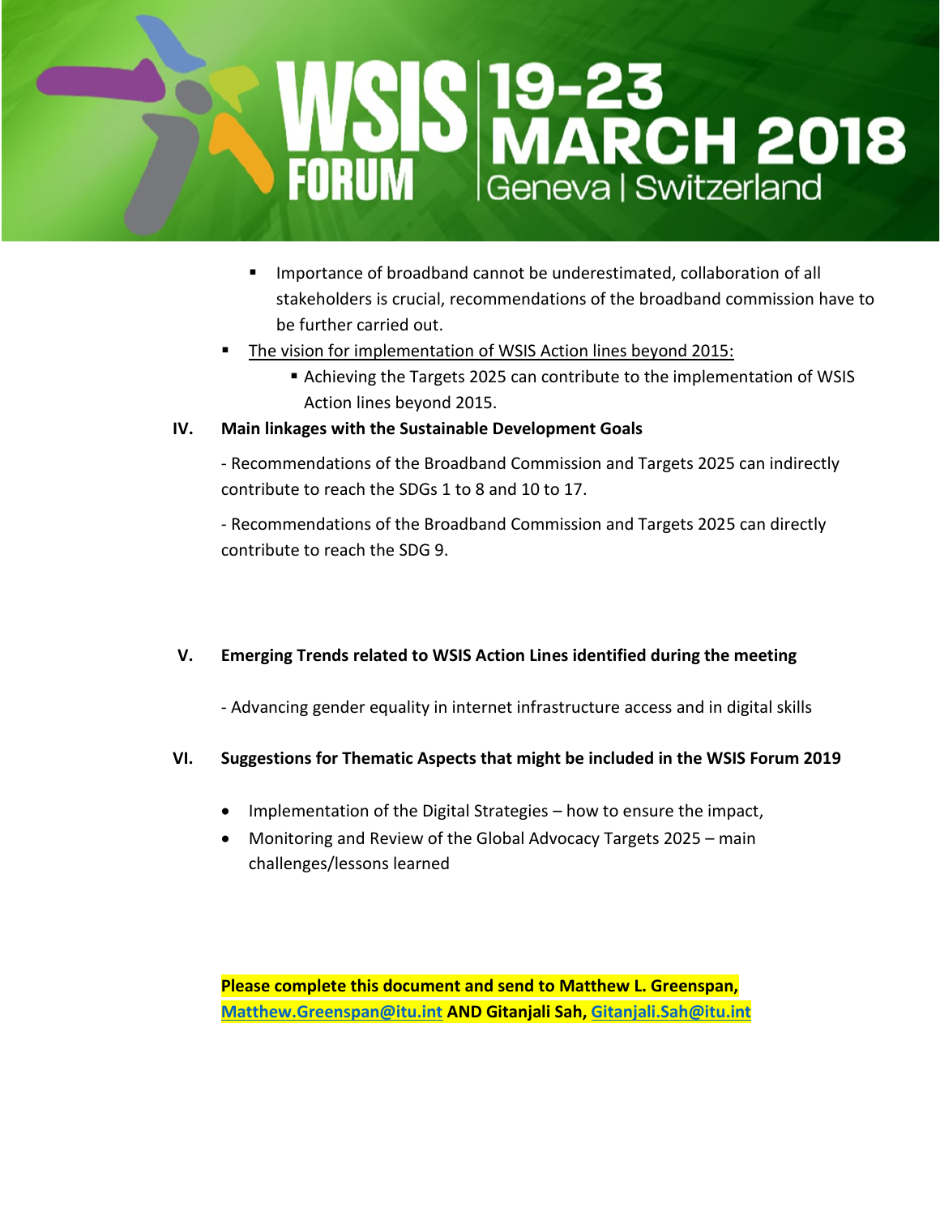- Importance of broadband cannot be underestimated, collaboration of all stakeholders is crucial, recommendations of the broadband commission have to be further carried out.
- The vision for implementation of WSIS Action lines beyond 2015:
   - Achieving the Targets 2025 can contribute to the implementation of WSIS Action lines beyond 2015.

## IV. Main linkages with the Sustainable Development Goals

- Recommendations of the Broadband Commission and Targets 2025 can indirectly contribute to reach the SDGs 1 to 8 and 10 to 17.

- Recommendations of the Broadband Commission and Targets 2025 can directly contribute to reach the SDG 9.

## V. Emerging Trends related to WSIS Action Lines identified during the meeting

- Advancing gender equality in internet infrastructure access and in digital skills

## VI. Suggestions for Thematic Aspects that might be included in the WSIS Forum 2019

- Implementation of the Digital Strategies – how to ensure the impact,
- Monitoring and Review of the Global Advocacy Targets 2025 – main challenges/lessons learned

**Please complete this document and send to Matthew L. Greenspan, Matthew.Greenspan@itu.int AND Gitanjali Sah, Gitanjali.Sah@itu.int**